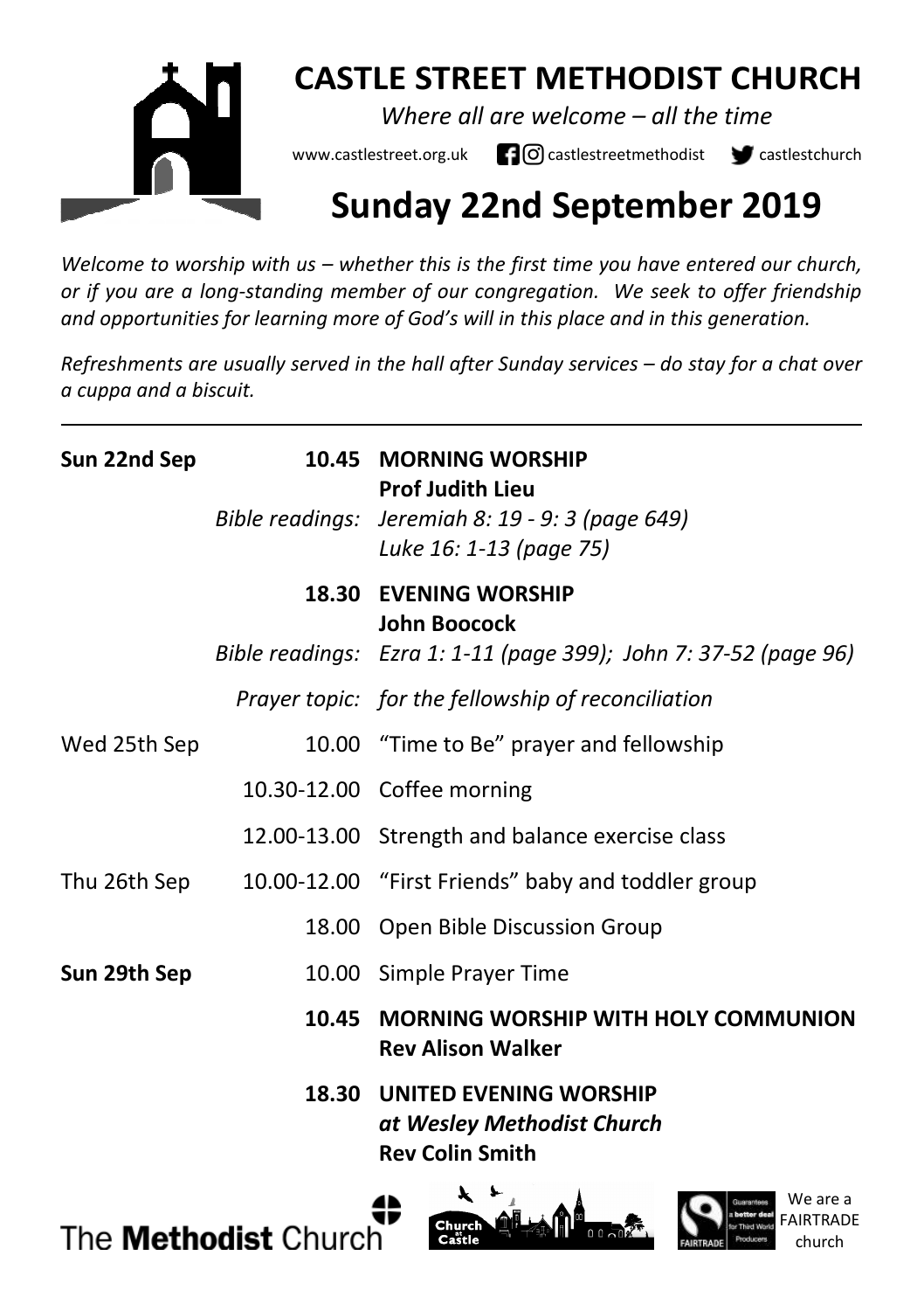# CASTLE STREET METHODIST CHURCH

*Where all are welcome – all the time*

www.castlestreet.org.uk castlestreetmethodist castlestchurch

## Sunday 22nd September 2019

*Welcome to worship with us – whether this is the first time you have entered our church, or if you are a long-standing member of our congregation. We seek to offer friendship and opportunities for learning more of God's will in this place and in this generation.*

*Refreshments are usually served in the hall after Sunday services – do stay for a chat over a cuppa and a biscuit.*

---

| | | |
|---|---|---|
| **Sun 22nd Sep** | **10.45** | **MORNING WORSHIP** **Prof Judith Lieu** |
| | *Bible readings:* | *Jeremiah 8: 19 - 9: 3 (page 649)* *Luke 16: 1-13 (page 75)* |
| | **18.30** | **EVENING WORSHIP** **John Boocock** |
| | *Bible readings:* | *Ezra 1: 1-11 (page 399); John 7: 37-52 (page 96)* |
| | *Prayer topic:* | *for the fellowship of reconciliation* |
| Wed 25th Sep | 10.00 | "Time to Be" prayer and fellowship |
| | 10.30-12.00 | Coffee morning |
| | 12.00-13.00 | Strength and balance exercise class |
| Thu 26th Sep | 10.00-12.00 | "First Friends" baby and toddler group |
| | 18.00 | Open Bible Discussion Group |
| **Sun 29th Sep** | 10.00 | Simple Prayer Time |
| | **10.45** | **MORNING WORSHIP WITH HOLY COMMUNION** **Rev Alison Walker** |
| | **18.30** | **UNITED EVENING WORSHIP** ***at Wesley Methodist Church*** **Rev Colin Smith** |

The **Methodist** Church

We are a FAIRTRADE church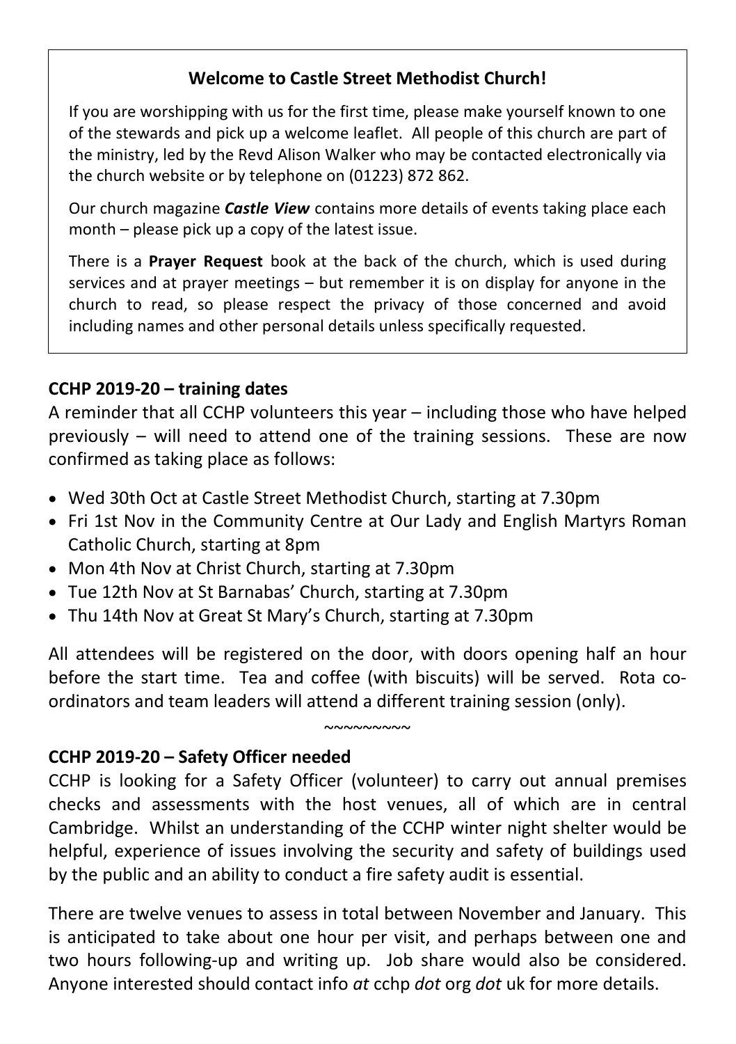## Welcome to Castle Street Methodist Church!

If you are worshipping with us for the first time, please make yourself known to one of the stewards and pick up a welcome leaflet. All people of this church are part of the ministry, led by the Revd Alison Walker who may be contacted electronically via the church website or by telephone on (01223) 872 862.

Our church magazine ***Castle View*** contains more details of events taking place each month – please pick up a copy of the latest issue.

There is a **Prayer Request** book at the back of the church, which is used during services and at prayer meetings – but remember it is on display for anyone in the church to read, so please respect the privacy of those concerned and avoid including names and other personal details unless specifically requested.

### CCHP 2019-20 – training dates

A reminder that all CCHP volunteers this year – including those who have helped previously – will need to attend one of the training sessions. These are now confirmed as taking place as follows:

- Wed 30th Oct at Castle Street Methodist Church, starting at 7.30pm
- Fri 1st Nov in the Community Centre at Our Lady and English Martyrs Roman Catholic Church, starting at 8pm
- Mon 4th Nov at Christ Church, starting at 7.30pm
- Tue 12th Nov at St Barnabas' Church, starting at 7.30pm
- Thu 14th Nov at Great St Mary's Church, starting at 7.30pm

All attendees will be registered on the door, with doors opening half an hour before the start time. Tea and coffee (with biscuits) will be served. Rota co-ordinators and team leaders will attend a different training session (only).

~~~~~~~~~

### CCHP 2019-20 – Safety Officer needed

CCHP is looking for a Safety Officer (volunteer) to carry out annual premises checks and assessments with the host venues, all of which are in central Cambridge. Whilst an understanding of the CCHP winter night shelter would be helpful, experience of issues involving the security and safety of buildings used by the public and an ability to conduct a fire safety audit is essential.

There are twelve venues to assess in total between November and January. This is anticipated to take about one hour per visit, and perhaps between one and two hours following-up and writing up. Job share would also be considered. Anyone interested should contact info *at* cchp *dot* org *dot* uk for more details.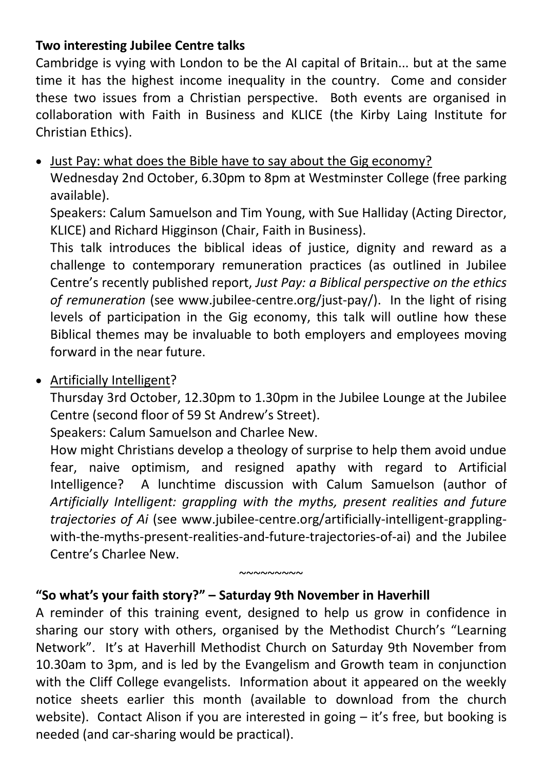**Two interesting Jubilee Centre talks**

Cambridge is vying with London to be the AI capital of Britain... but at the same time it has the highest income inequality in the country. Come and consider these two issues from a Christian perspective. Both events are organised in collaboration with Faith in Business and KLICE (the Kirby Laing Institute for Christian Ethics).

- <u>Just Pay: what does the Bible have to say about the Gig economy?</u>

  Wednesday 2nd October, 6.30pm to 8pm at Westminster College (free parking available).

  Speakers: Calum Samuelson and Tim Young, with Sue Halliday (Acting Director, KLICE) and Richard Higginson (Chair, Faith in Business).

  This talk introduces the biblical ideas of justice, dignity and reward as a challenge to contemporary remuneration practices (as outlined in Jubilee Centre's recently published report, *Just Pay: a Biblical perspective on the ethics of remuneration* (see www.jubilee-centre.org/just-pay/). In the light of rising levels of participation in the Gig economy, this talk will outline how these Biblical themes may be invaluable to both employers and employees moving forward in the near future.

- <u>Artificially Intelligent</u>?

  Thursday 3rd October, 12.30pm to 1.30pm in the Jubilee Lounge at the Jubilee Centre (second floor of 59 St Andrew's Street).

  Speakers: Calum Samuelson and Charlee New.

  How might Christians develop a theology of surprise to help them avoid undue fear, naive optimism, and resigned apathy with regard to Artificial Intelligence? A lunchtime discussion with Calum Samuelson (author of *Artificially Intelligent: grappling with the myths, present realities and future trajectories of Ai* (see www.jubilee-centre.org/artificially-intelligent-grappling-with-the-myths-present-realities-and-future-trajectories-of-ai) and the Jubilee Centre's Charlee New.

~~~~~~~~~

**"So what's your faith story?" – Saturday 9th November in Haverhill**

A reminder of this training event, designed to help us grow in confidence in sharing our story with others, organised by the Methodist Church's "Learning Network". It's at Haverhill Methodist Church on Saturday 9th November from 10.30am to 3pm, and is led by the Evangelism and Growth team in conjunction with the Cliff College evangelists. Information about it appeared on the weekly notice sheets earlier this month (available to download from the church website). Contact Alison if you are interested in going – it's free, but booking is needed (and car-sharing would be practical).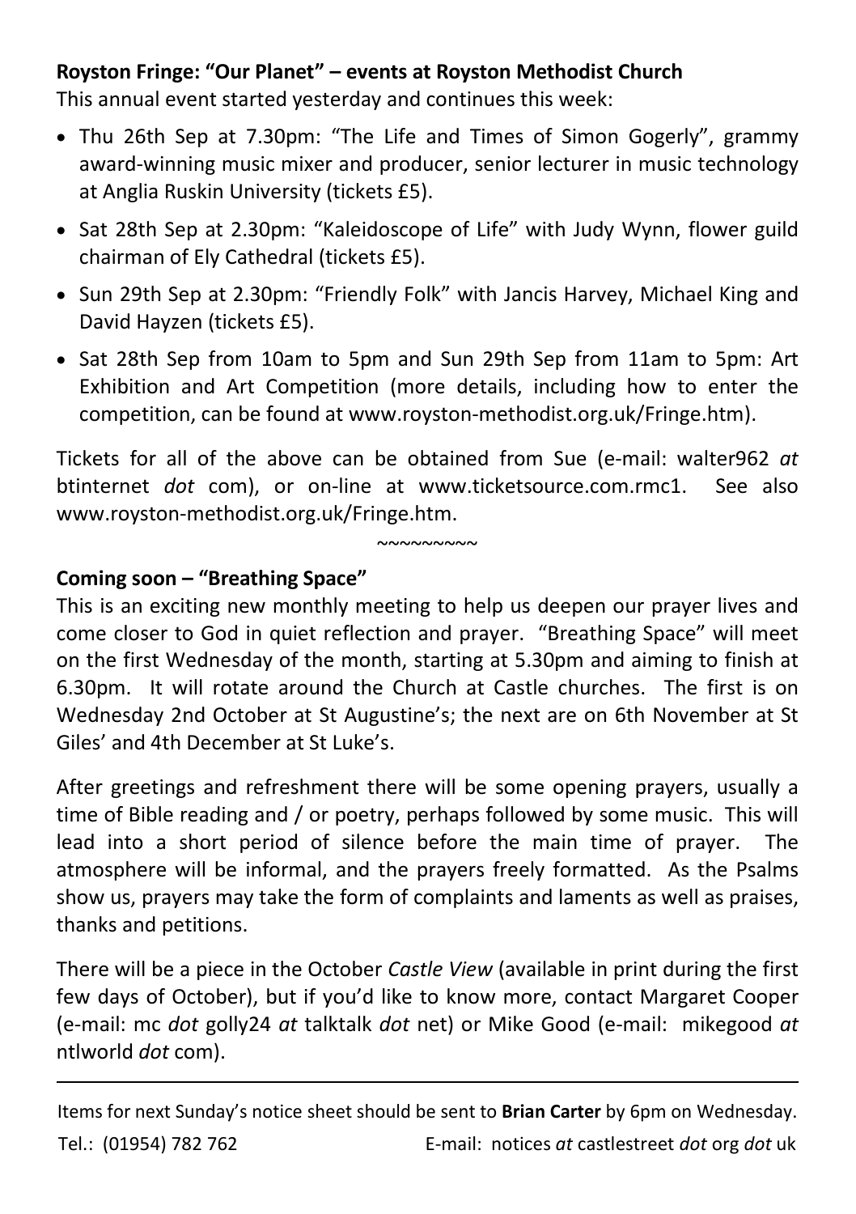**Royston Fringe: "Our Planet" – events at Royston Methodist Church**

This annual event started yesterday and continues this week:

- Thu 26th Sep at 7.30pm: "The Life and Times of Simon Gogerly", grammy award-winning music mixer and producer, senior lecturer in music technology at Anglia Ruskin University (tickets £5).
- Sat 28th Sep at 2.30pm: "Kaleidoscope of Life" with Judy Wynn, flower guild chairman of Ely Cathedral (tickets £5).
- Sun 29th Sep at 2.30pm: "Friendly Folk" with Jancis Harvey, Michael King and David Hayzen (tickets £5).
- Sat 28th Sep from 10am to 5pm and Sun 29th Sep from 11am to 5pm: Art Exhibition and Art Competition (more details, including how to enter the competition, can be found at www.royston-methodist.org.uk/Fringe.htm).

Tickets for all of the above can be obtained from Sue (e-mail: walter962 *at* btinternet *dot* com), or on-line at www.ticketsource.com.rmc1. See also www.royston-methodist.org.uk/Fringe.htm.

~~~~~~~~~

**Coming soon – "Breathing Space"**

This is an exciting new monthly meeting to help us deepen our prayer lives and come closer to God in quiet reflection and prayer. "Breathing Space" will meet on the first Wednesday of the month, starting at 5.30pm and aiming to finish at 6.30pm. It will rotate around the Church at Castle churches. The first is on Wednesday 2nd October at St Augustine's; the next are on 6th November at St Giles' and 4th December at St Luke's.

After greetings and refreshment there will be some opening prayers, usually a time of Bible reading and / or poetry, perhaps followed by some music. This will lead into a short period of silence before the main time of prayer. The atmosphere will be informal, and the prayers freely formatted. As the Psalms show us, prayers may take the form of complaints and laments as well as praises, thanks and petitions.

There will be a piece in the October *Castle View* (available in print during the first few days of October), but if you'd like to know more, contact Margaret Cooper (e-mail: mc *dot* golly24 *at* talktalk *dot* net) or Mike Good (e-mail: mikegood *at* ntlworld *dot* com).

---

Items for next Sunday's notice sheet should be sent to **Brian Carter** by 6pm on Wednesday.

Tel.: (01954) 782 762 E-mail: notices *at* castlestreet *dot* org *dot* uk